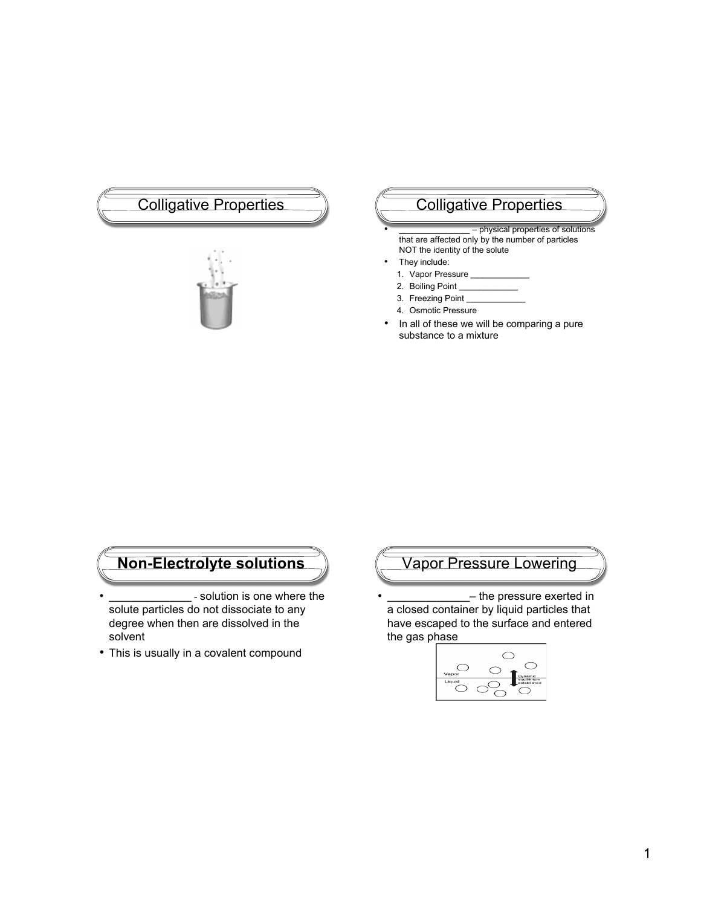## Colligative Properties

## Colligative Properties

- _____________ – physical properties of solutions that are affected only by the number of particles NOT the identity of the solute
- They include:
  1. Vapor Pressure ____________
  2. Boiling Point ____________
  3. Freezing Point ____________
  4. Osmotic Pressure
- In all of these we will be comparing a pure substance to a mixture

## **Non-Electrolyte solutions**

- _____________ - solution is one where the solute particles do not dissociate to any degree when then are dissolved in the solvent
- This is usually in a covalent compound

## Vapor Pressure Lowering

- _____________– the pressure exerted in a closed container by liquid particles that have escaped to the surface and entered the gas phase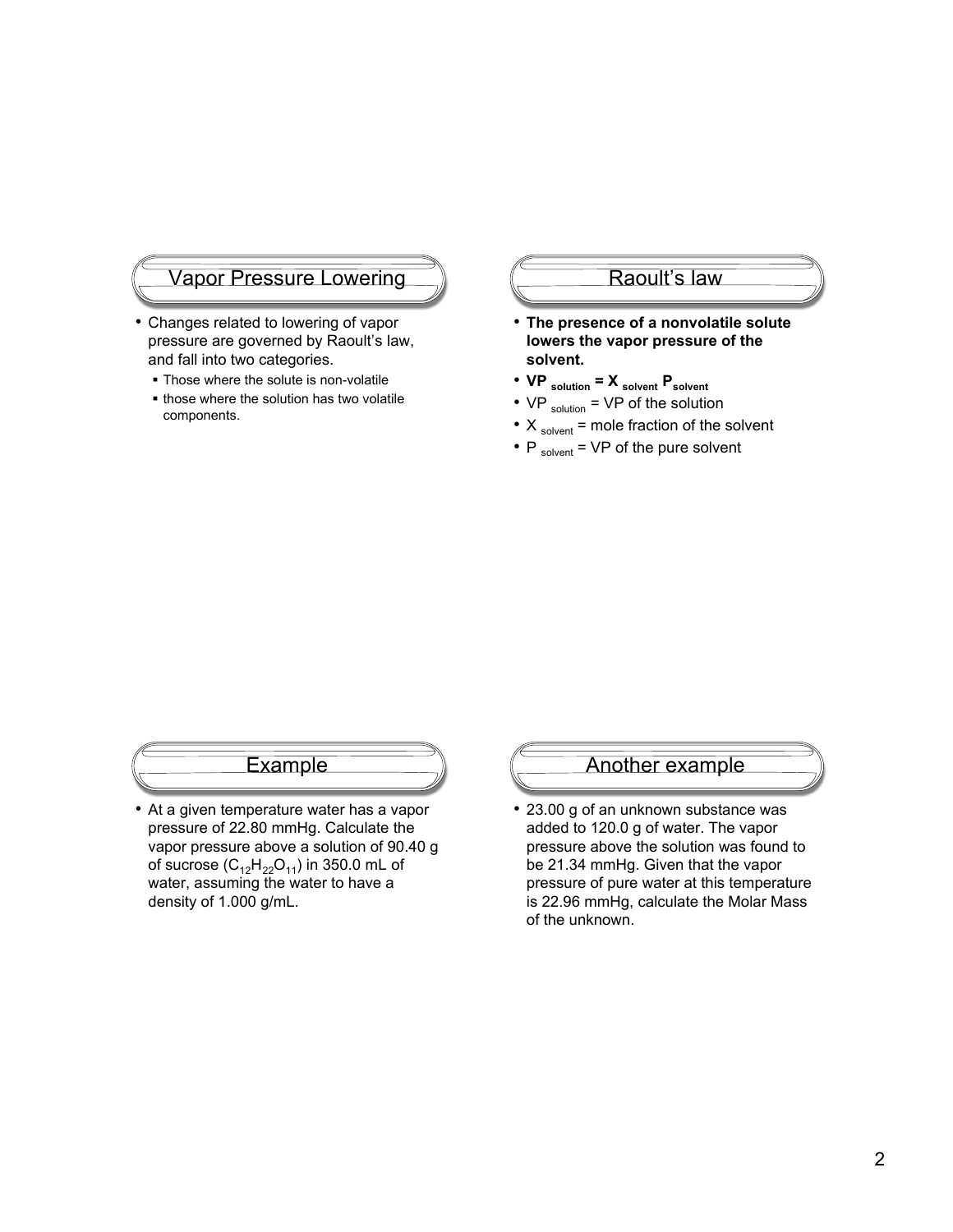## Vapor Pressure Lowering

- Changes related to lowering of vapor pressure are governed by Raoult's law, and fall into two categories.
  - Those where the solute is non-volatile
  - those where the solution has two volatile components.

## Raoult's law

- **The presence of a nonvolatile solute lowers the vapor pressure of the solvent.**
- $\mathbf{VP_{solution} = X_{solvent} P_{solvent}}$
- $VP_{solution}$ = VP of the solution
- $X_{solvent}$ = mole fraction of the solvent
- $P_{solvent}$ = VP of the pure solvent

## Example

- At a given temperature water has a vapor pressure of 22.80 mmHg. Calculate the vapor pressure above a solution of 90.40 g of sucrose ($C_{12}H_{22}O_{11}$) in 350.0 mL of water, assuming the water to have a density of 1.000 g/mL.

## Another example

- 23.00 g of an unknown substance was added to 120.0 g of water. The vapor pressure above the solution was found to be 21.34 mmHg. Given that the vapor pressure of pure water at this temperature is 22.96 mmHg, calculate the Molar Mass of the unknown.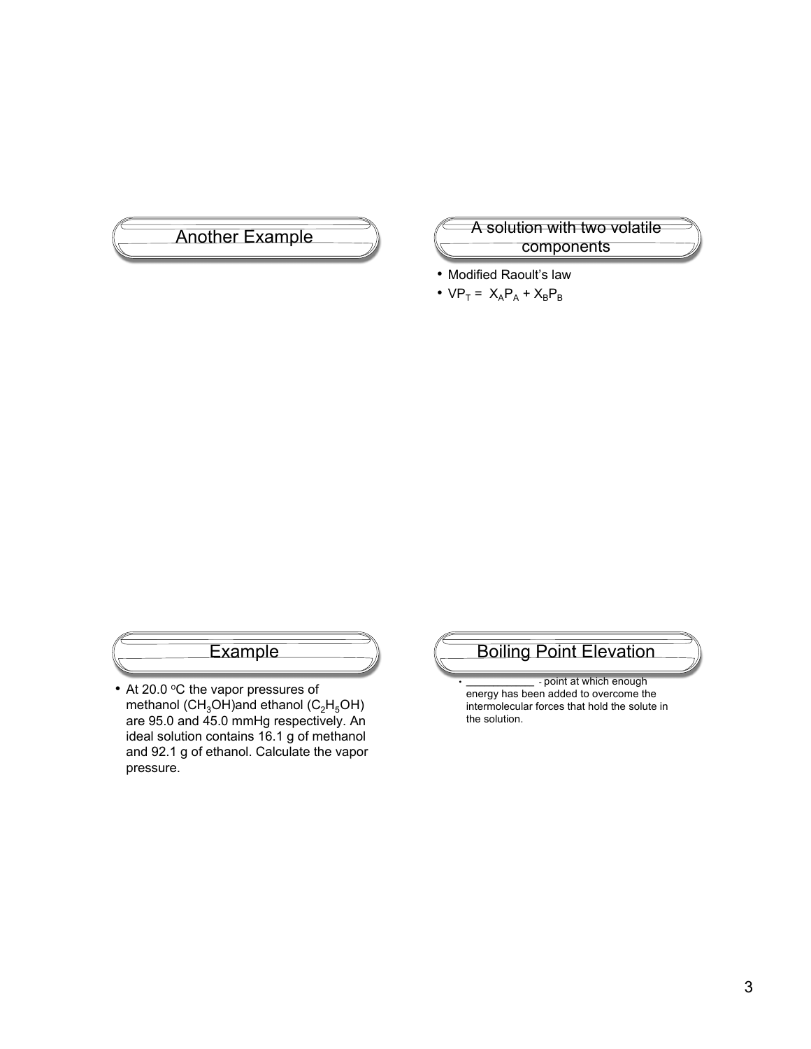## Another Example

## A solution with two volatile components

- Modified Raoult's law
- $VP_T = X_A P_A + X_B P_B$

## Example

- At 20.0 $^oC$ the vapor pressures of methanol ($CH_3OH$)and ethanol ($C_2H_5OH$) are 95.0 and 45.0 mmHg respectively. An ideal solution contains 16.1 g of methanol and 92.1 g of ethanol. Calculate the vapor pressure.

## Boiling Point Elevation

- ___________ - point at which enough energy has been added to overcome the intermolecular forces that hold the solute in the solution.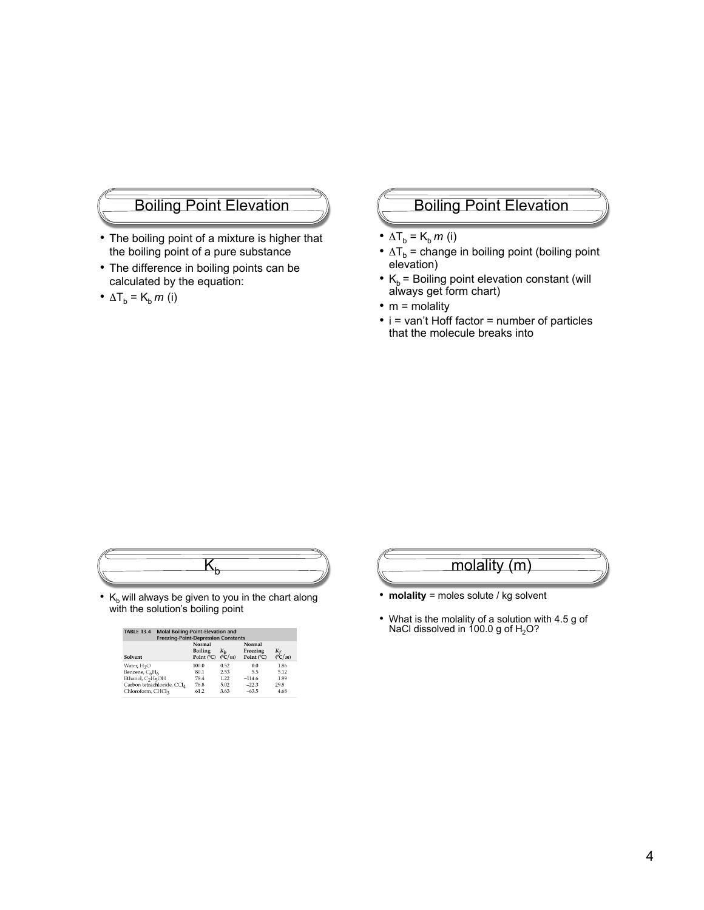## Boiling Point Elevation

- The boiling point of a mixture is higher that the boiling point of a pure substance
- The difference in boiling points can be calculated by the equation:
- $\Delta T_b = K_b\, m$ (i)

## Boiling Point Elevation

- $\Delta T_b = K_b\, m$ (i)
- $\Delta T_b$ = change in boiling point (boiling point elevation)
- $K_b$ = Boiling point elevation constant (will always get form chart)
- m = molality
- i = van't Hoff factor = number of particles that the molecule breaks into

## $K_b$

- $K_b$ will always be given to you in the chart along with the solution's boiling point

**TABLE 13.4 Molal Boiling-Point-Elevation and Freezing-Point-Depression Constants**

| Solvent | Normal Boiling Point (°C) | $K_b$ (°C/$m$) | Normal Freezing Point (°C) | $K_f$ (°C/$m$) |
|---|---|---|---|---|
| Water, $H_2O$ | 100.0 | 0.52 | 0.0 | 1.86 |
| Benzene, $C_6H_6$ | 80.1 | 2.53 | 5.5 | 5.12 |
| Ethanol, $C_2H_5OH$ | 78.4 | 1.22 | −114.6 | 1.99 |
| Carbon tetrachloride, $CCl_4$ | 76.8 | 5.02 | −22.3 | 29.8 |
| Chloroform, $CHCl_3$ | 61.2 | 3.63 | −63.5 | 4.68 |

## molality (m)

- **molality** = moles solute / kg solvent
- What is the molality of a solution with 4.5 g of NaCl dissolved in 100.0 g of $H_2O$?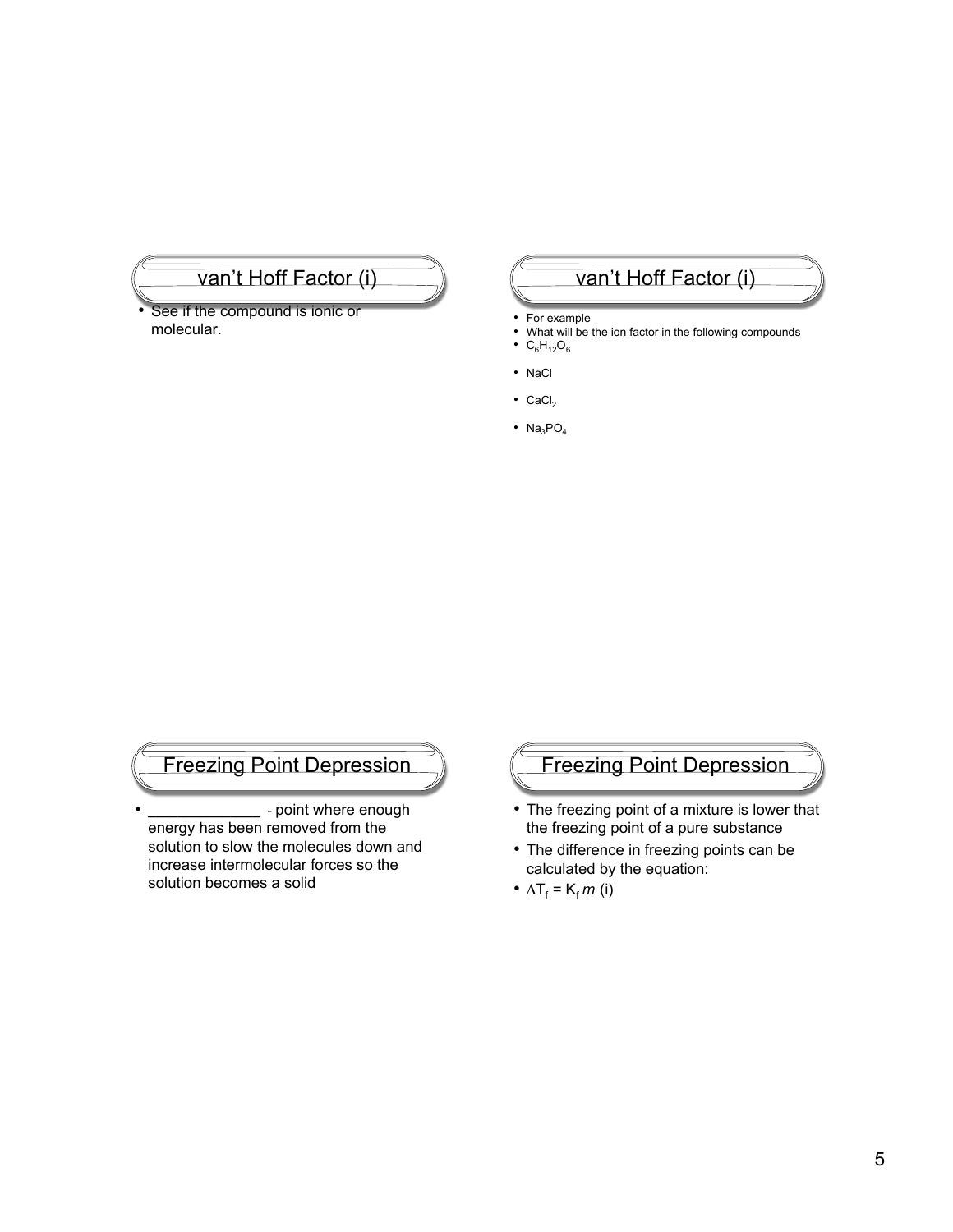## van't Hoff Factor (i)

- See if the compound is ionic or molecular.

## van't Hoff Factor (i)

- For example
- What will be the ion factor in the following compounds
- $C_6H_{12}O_6$
- NaCl
- $CaCl_2$
- $Na_3PO_4$

## Freezing Point Depression

- _____________ - point where enough energy has been removed from the solution to slow the molecules down and increase intermolecular forces so the solution becomes a solid

## Freezing Point Depression

- The freezing point of a mixture is lower that the freezing point of a pure substance
- The difference in freezing points can be calculated by the equation:
- $\Delta T_f = K_f\, m\, (i)$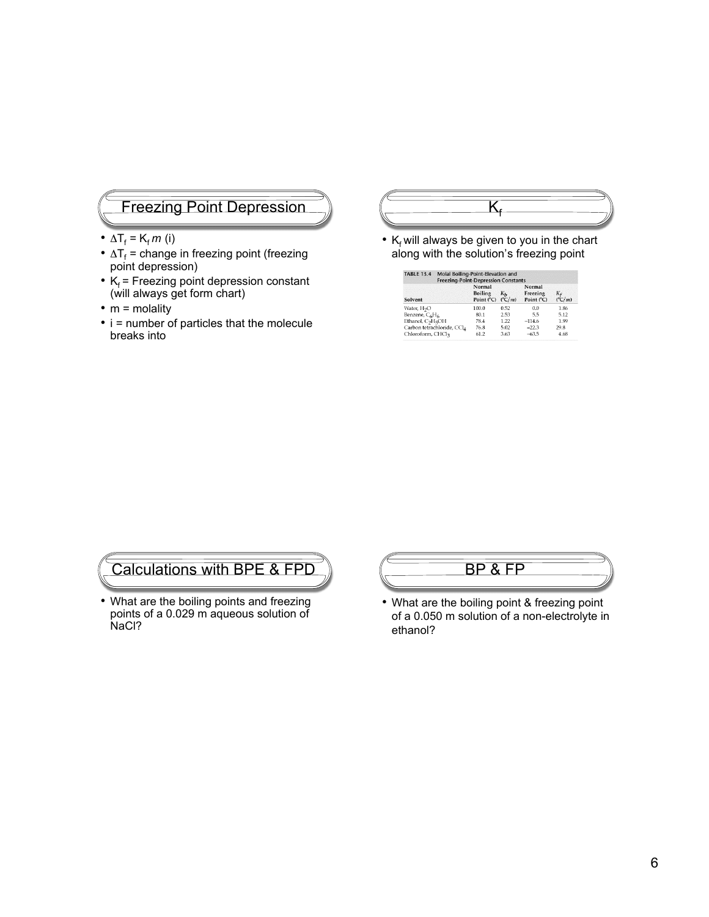## Freezing Point Depression

- $\Delta T_f = K_f\, m\, (i)$
- $\Delta T_f$ = change in freezing point (freezing point depression)
- $K_f$ = Freezing point depression constant (will always get form chart)
- m = molality
- i = number of particles that the molecule breaks into

## $K_f$

- $K_f$ will always be given to you in the chart along with the solution's freezing point

TABLE 13.4 Molal Boiling-Point-Elevation and Freezing-Point-Depression Constants

| Solvent | Normal Boiling Point (°C) | $K_b$ (°C/m) | Normal Freezing Point (°C) | $K_f$ (°C/m) |
|---|---|---|---|---|
| Water, $H_2O$ | 100.0 | 0.52 | 0.0 | 1.86 |
| Benzene, $C_6H_6$ | 80.1 | 2.53 | 5.5 | 5.12 |
| Ethanol, $C_2H_5OH$ | 78.4 | 1.22 | −114.6 | 1.99 |
| Carbon tetrachloride, $CCl_4$ | 76.8 | 5.02 | −22.3 | 29.8 |
| Chloroform, $CHCl_3$ | 61.2 | 3.63 | −63.5 | 4.68 |

## Calculations with BPE & FPD

- What are the boiling points and freezing points of a 0.029 m aqueous solution of NaCl?

## BP & FP

- What are the boiling point & freezing point of a 0.050 m solution of a non-electrolyte in ethanol?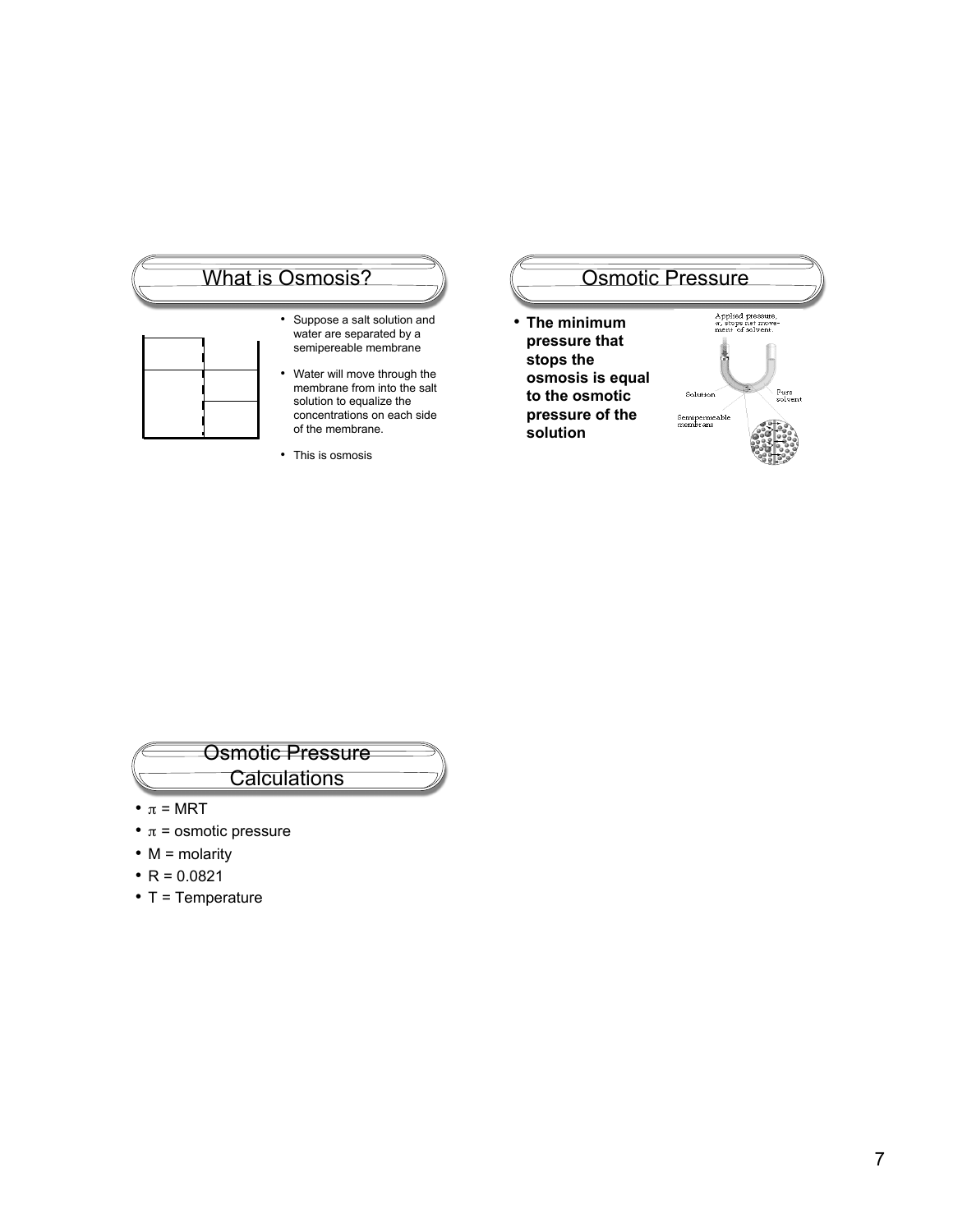## What is Osmosis?

- Suppose a salt solution and water are separated by a semipereable membrane
- Water will move through the membrane from into the salt solution to equalize the concentrations on each side of the membrane.
- This is osmosis

## Osmotic Pressure

- **The minimum pressure that stops the osmosis is equal to the osmotic pressure of the solution**

Applied pressure, $\pi$, stops net movement of solvent.

Solution

Pure solvent

Semipermeable membrane

## Osmotic Pressure Calculations

- $\pi$ = MRT
- $\pi$ = osmotic pressure
- M = molarity
- R = 0.0821
- T = Temperature